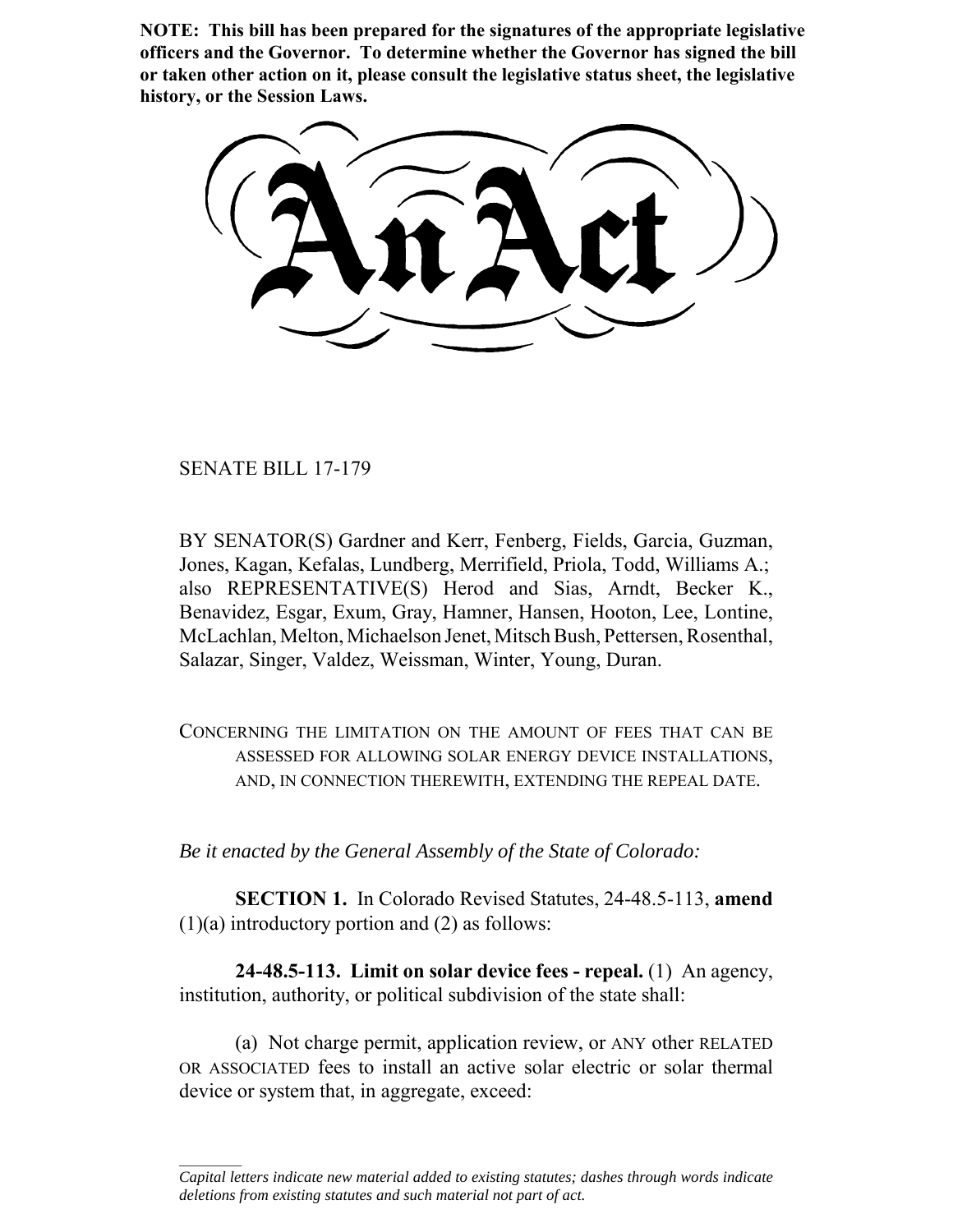**NOTE: This bill has been prepared for the signatures of the appropriate legislative officers and the Governor. To determine whether the Governor has signed the bill or taken other action on it, please consult the legislative status sheet, the legislative history, or the Session Laws.**

# An Act

SENATE BILL 17-179

BY SENATOR(S) Gardner and Kerr, Fenberg, Fields, Garcia, Guzman, Jones, Kagan, Kefalas, Lundberg, Merrifield, Priola, Todd, Williams A.; also REPRESENTATIVE(S) Herod and Sias, Arndt, Becker K., Benavidez, Esgar, Exum, Gray, Hamner, Hansen, Hooton, Lee, Lontine, McLachlan, Melton, Michaelson Jenet, Mitsch Bush, Pettersen, Rosenthal, Salazar, Singer, Valdez, Weissman, Winter, Young, Duran.

CONCERNING THE LIMITATION ON THE AMOUNT OF FEES THAT CAN BE ASSESSED FOR ALLOWING SOLAR ENERGY DEVICE INSTALLATIONS, AND, IN CONNECTION THEREWITH, EXTENDING THE REPEAL DATE.

*Be it enacted by the General Assembly of the State of Colorado:*

**SECTION 1.** In Colorado Revised Statutes, 24-48.5-113, **amend** (1)(a) introductory portion and (2) as follows:

**24-48.5-113. Limit on solar device fees - repeal.** (1) An agency, institution, authority, or political subdivision of the state shall:

(a) Not charge permit, application review, or ANY other RELATED OR ASSOCIATED fees to install an active solar electric or solar thermal device or system that, in aggregate, exceed:

*Capital letters indicate new material added to existing statutes; dashes through words indicate deletions from existing statutes and such material not part of act.*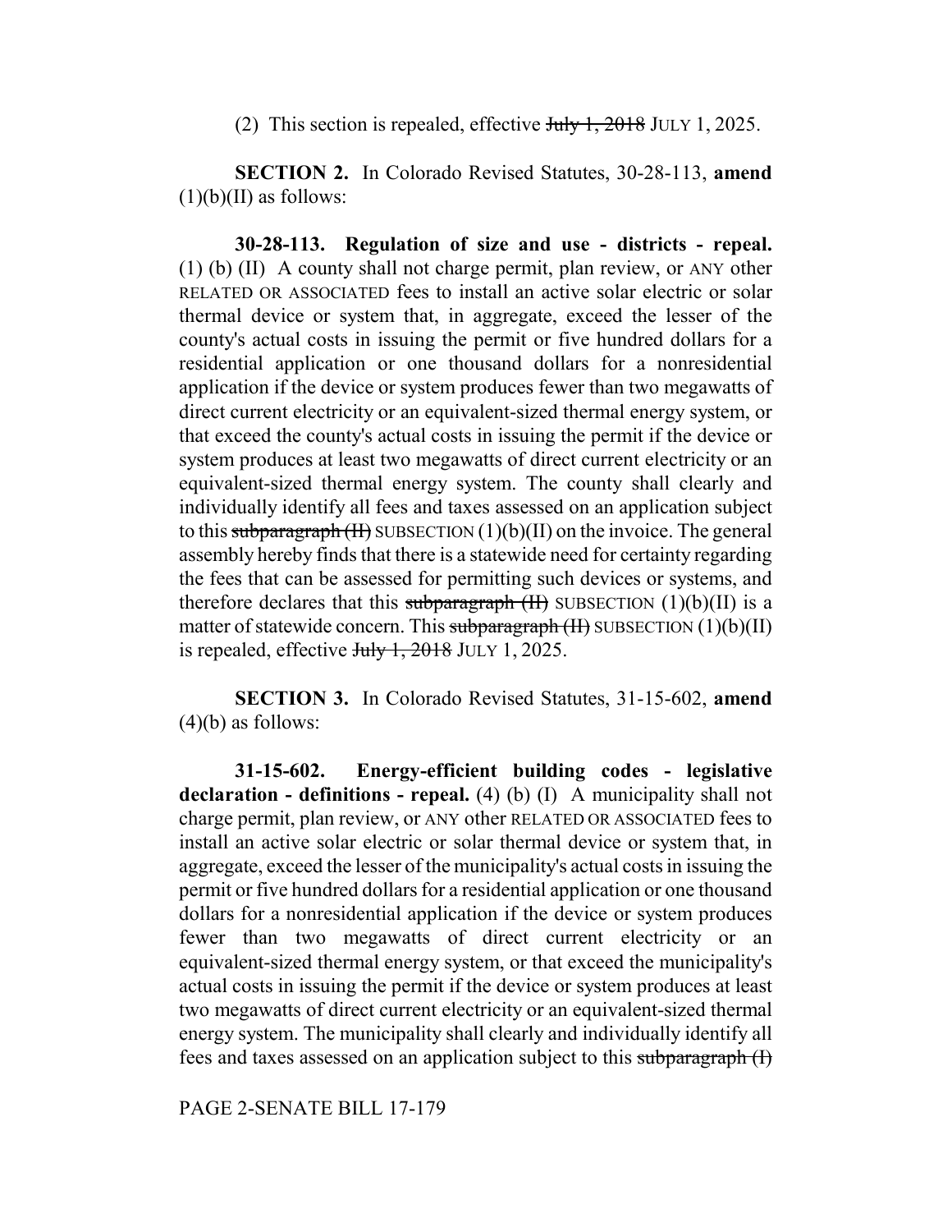(2) This section is repealed, effective ~~July 1, 2018~~ JULY 1, 2025.

**SECTION 2.** In Colorado Revised Statutes, 30-28-113, **amend** (1)(b)(II) as follows:

**30-28-113. Regulation of size and use - districts - repeal.** (1) (b) (II) A county shall not charge permit, plan review, or ANY other RELATED OR ASSOCIATED fees to install an active solar electric or solar thermal device or system that, in aggregate, exceed the lesser of the county's actual costs in issuing the permit or five hundred dollars for a residential application or one thousand dollars for a nonresidential application if the device or system produces fewer than two megawatts of direct current electricity or an equivalent-sized thermal energy system, or that exceed the county's actual costs in issuing the permit if the device or system produces at least two megawatts of direct current electricity or an equivalent-sized thermal energy system. The county shall clearly and individually identify all fees and taxes assessed on an application subject to this ~~subparagraph (II)~~ SUBSECTION (1)(b)(II) on the invoice. The general assembly hereby finds that there is a statewide need for certainty regarding the fees that can be assessed for permitting such devices or systems, and therefore declares that this ~~subparagraph (II)~~ SUBSECTION (1)(b)(II) is a matter of statewide concern. This ~~subparagraph (II)~~ SUBSECTION (1)(b)(II) is repealed, effective ~~July 1, 2018~~ JULY 1, 2025.

**SECTION 3.** In Colorado Revised Statutes, 31-15-602, **amend** (4)(b) as follows:

**31-15-602. Energy-efficient building codes - legislative declaration - definitions - repeal.** (4) (b) (I) A municipality shall not charge permit, plan review, or ANY other RELATED OR ASSOCIATED fees to install an active solar electric or solar thermal device or system that, in aggregate, exceed the lesser of the municipality's actual costs in issuing the permit or five hundred dollars for a residential application or one thousand dollars for a nonresidential application if the device or system produces fewer than two megawatts of direct current electricity or an equivalent-sized thermal energy system, or that exceed the municipality's actual costs in issuing the permit if the device or system produces at least two megawatts of direct current electricity or an equivalent-sized thermal energy system. The municipality shall clearly and individually identify all fees and taxes assessed on an application subject to this ~~subparagraph (I)~~

PAGE 2-SENATE BILL 17-179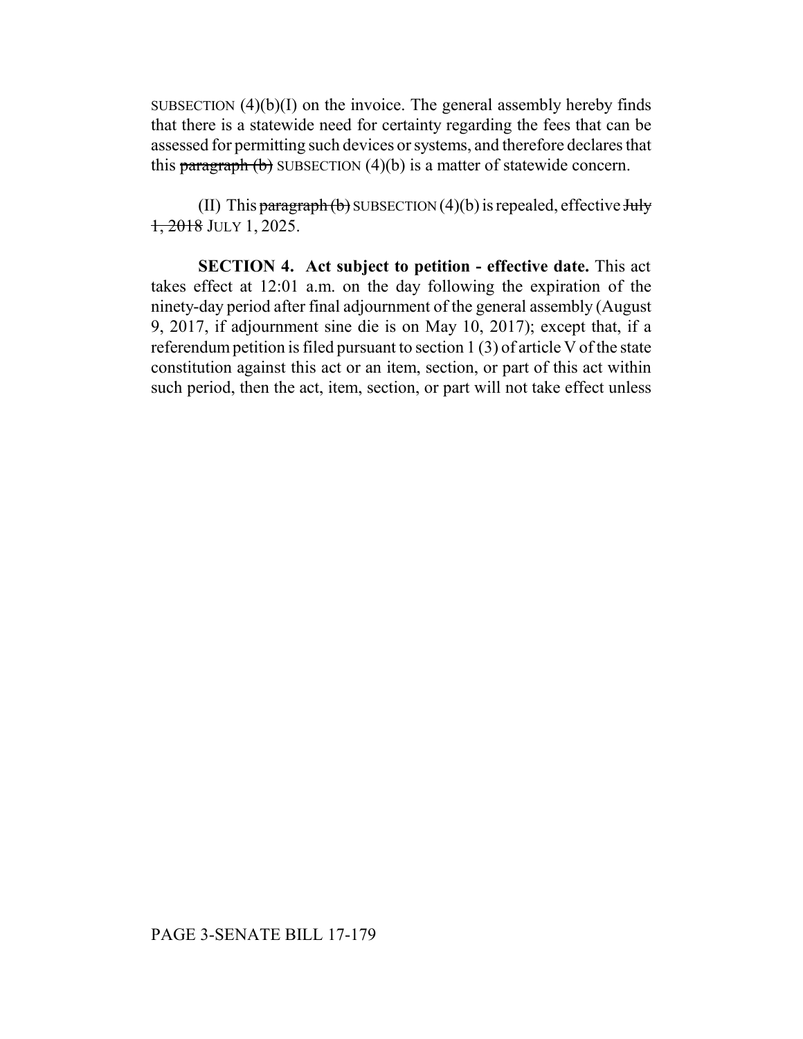SUBSECTION (4)(b)(I) on the invoice. The general assembly hereby finds that there is a statewide need for certainty regarding the fees that can be assessed for permitting such devices or systems, and therefore declares that this ~~paragraph (b)~~ SUBSECTION (4)(b) is a matter of statewide concern.

(II) This ~~paragraph (b)~~ SUBSECTION (4)(b) is repealed, effective ~~July 1, 2018~~ JULY 1, 2025.

**SECTION 4. Act subject to petition - effective date.** This act takes effect at 12:01 a.m. on the day following the expiration of the ninety-day period after final adjournment of the general assembly (August 9, 2017, if adjournment sine die is on May 10, 2017); except that, if a referendum petition is filed pursuant to section 1 (3) of article V of the state constitution against this act or an item, section, or part of this act within such period, then the act, item, section, or part will not take effect unless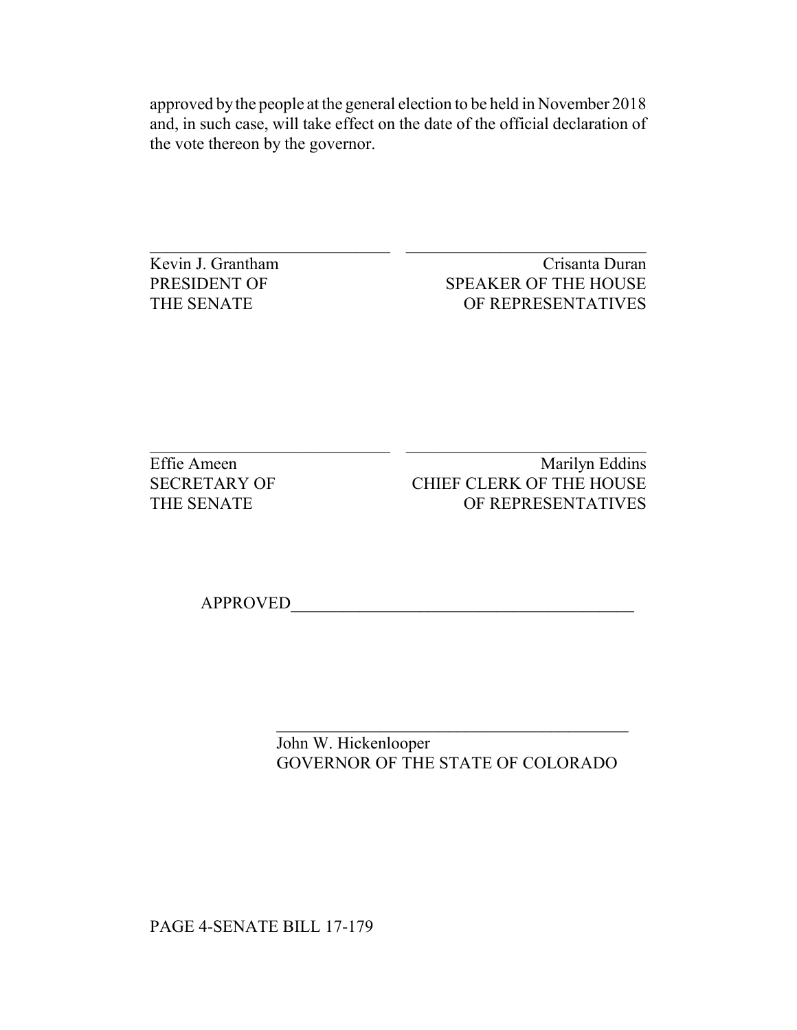approved by the people at the general election to be held in November 2018 and, in such case, will take effect on the date of the official declaration of the vote thereon by the governor.

\_\_\_\_\_\_\_\_\_\_\_\_\_\_\_\_\_\_\_\_\_\_\_\_\_\_\_\_

Kevin J. Grantham
PRESIDENT OF
THE SENATE

\_\_\_\_\_\_\_\_\_\_\_\_\_\_\_\_\_\_\_\_\_\_\_\_\_\_\_\_

Crisanta Duran
SPEAKER OF THE HOUSE
OF REPRESENTATIVES

\_\_\_\_\_\_\_\_\_\_\_\_\_\_\_\_\_\_\_\_\_\_\_\_\_\_\_\_

Effie Ameen
SECRETARY OF
THE SENATE

\_\_\_\_\_\_\_\_\_\_\_\_\_\_\_\_\_\_\_\_\_\_\_\_\_\_\_\_

Marilyn Eddins
CHIEF CLERK OF THE HOUSE
OF REPRESENTATIVES

APPROVED\_\_\_\_\_\_\_\_\_\_\_\_\_\_\_\_\_\_\_\_\_\_\_\_\_\_\_\_\_\_\_\_\_\_\_\_\_\_\_\_

\_\_\_\_\_\_\_\_\_\_\_\_\_\_\_\_\_\_\_\_\_\_\_\_\_\_\_\_\_\_\_\_\_\_\_\_\_\_\_\_

John W. Hickenlooper
GOVERNOR OF THE STATE OF COLORADO

PAGE 4-SENATE BILL 17-179